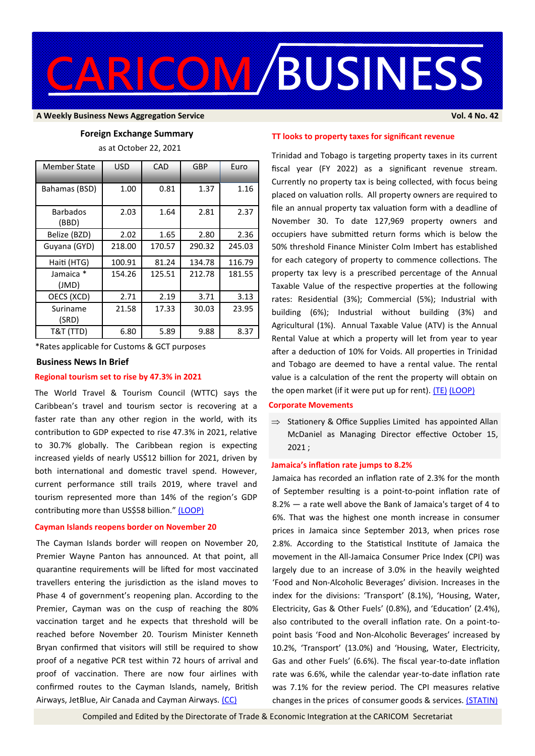# CARICOM/BUSINESS

**A Weekly Business News Aggregation Service** **Vol. 4 No. 42**

### Foreign Exchange Summary

as at October 22, 2021

| Member State | USD | CAD | GBP | Euro |
|---|---|---|---|---|
| Bahamas (BSD) | 1.00 | 0.81 | 1.37 | 1.16 |
| Barbados (BBD) | 2.03 | 1.64 | 2.81 | 2.37 |
| Belize (BZD) | 2.02 | 1.65 | 2.80 | 2.36 |
| Guyana (GYD) | 218.00 | 170.57 | 290.32 | 245.03 |
| Haiti (HTG) | 100.91 | 81.24 | 134.78 | 116.79 |
| Jamaica * (JMD) | 154.26 | 125.51 | 212.78 | 181.55 |
| OECS (XCD) | 2.71 | 2.19 | 3.71 | 3.13 |
| Suriname (SRD) | 21.58 | 17.33 | 30.03 | 23.95 |
| T&T (TTD) | 6.80 | 5.89 | 9.88 | 8.37 |

*Rates applicable for Customs & GCT purposes

## Business News In Brief

### Regional tourism set to rise by 47.3% in 2021

The World Travel & Tourism Council (WTTC) says the Caribbean's travel and tourism sector is recovering at a faster rate than any other region in the world, with its contribution to GDP expected to rise 47.3% in 2021, relative to 30.7% globally. The Caribbean region is expecting increased yields of nearly US$12 billion for 2021, driven by both international and domestic travel spend. However, current performance still trails 2019, where travel and tourism represented more than 14% of the region's GDP contributing more than US$58 billion." (LOOP)

### Cayman Islands reopens border on November 20

The Cayman Islands border will reopen on November 20, Premier Wayne Panton has announced. At that point, all quarantine requirements will be lifted for most vaccinated travellers entering the jurisdiction as the island moves to Phase 4 of government's reopening plan. According to the Premier, Cayman was on the cusp of reaching the 80% vaccination target and he expects that threshold will be reached before November 20. Tourism Minister Kenneth Bryan confirmed that visitors will still be required to show proof of a negative PCR test within 72 hours of arrival and proof of vaccination. There are now four airlines with confirmed routes to the Cayman Islands, namely, British Airways, JetBlue, Air Canada and Cayman Airways. (CC)

### TT looks to property taxes for significant revenue

Trinidad and Tobago is targeting property taxes in its current fiscal year (FY 2022) as a significant revenue stream. Currently no property tax is being collected, with focus being placed on valuation rolls. All property owners are required to file an annual property tax valuation form with a deadline of November 30. To date 127,969 property owners and occupiers have submitted return forms which is below the 50% threshold Finance Minister Colm Imbert has established for each category of property to commence collections. The property tax levy is a prescribed percentage of the Annual Taxable Value of the respective properties at the following rates: Residential (3%); Commercial (5%); Industrial with building (6%); Industrial without building (3%) and Agricultural (1%). Annual Taxable Value (ATV) is the Annual Rental Value at which a property will let from year to year after a deduction of 10% for Voids. All properties in Trinidad and Tobago are deemed to have a rental value. The rental value is a calculation of the rent the property will obtain on the open market (if it were put up for rent). (TE) (LOOP)

### Corporate Movements

⇒ Stationery & Office Supplies Limited has appointed Allan McDaniel as Managing Director effective October 15, 2021 ;

### Jamaica's inflation rate jumps to 8.2%

Jamaica has recorded an inflation rate of 2.3% for the month of September resulting is a point-to-point inflation rate of 8.2% — a rate well above the Bank of Jamaica's target of 4 to 6%. That was the highest one month increase in consumer prices in Jamaica since September 2013, when prices rose 2.8%. According to the Statistical Institute of Jamaica the movement in the All-Jamaica Consumer Price Index (CPI) was largely due to an increase of 3.0% in the heavily weighted 'Food and Non-Alcoholic Beverages' division. Increases in the index for the divisions: 'Transport' (8.1%), 'Housing, Water, Electricity, Gas & Other Fuels' (0.8%), and 'Education' (2.4%), also contributed to the overall inflation rate. On a point-to-point basis 'Food and Non-Alcoholic Beverages' increased by 10.2%, 'Transport' (13.0%) and 'Housing, Water, Electricity, Gas and other Fuels' (6.6%). The fiscal year-to-date inflation rate was 6.6%, while the calendar year-to-date inflation rate was 7.1% for the review period. The CPI measures relative changes in the prices of consumer goods & services. (STATIN)

Compiled and Edited by the Directorate of Trade & Economic Integration at the CARICOM Secretariat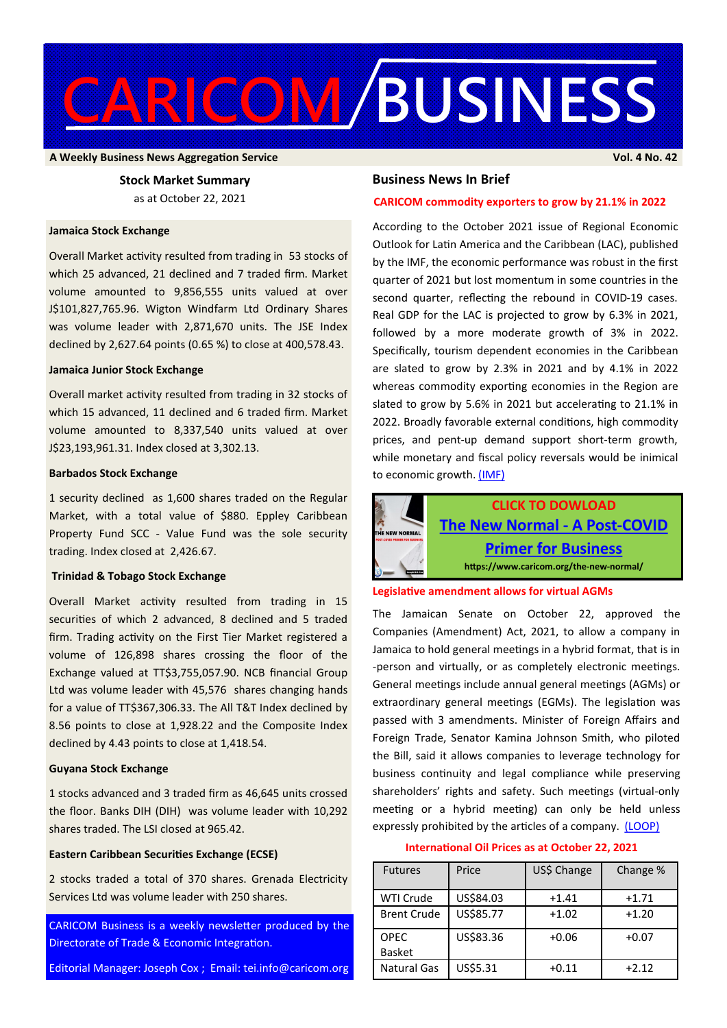# CARICOM/BUSINESS

**A Weekly Business News Aggregation Service** — **Vol. 4 No. 42**

## Stock Market Summary

as at October 22, 2021

### Jamaica Stock Exchange

Overall Market activity resulted from trading in 53 stocks of which 25 advanced, 21 declined and 7 traded firm. Market volume amounted to 9,856,555 units valued at over J$101,827,765.96. Wigton Windfarm Ltd Ordinary Shares was volume leader with 2,871,670 units. The JSE Index declined by 2,627.64 points (0.65 %) to close at 400,578.43.

### Jamaica Junior Stock Exchange

Overall market activity resulted from trading in 32 stocks of which 15 advanced, 11 declined and 6 traded firm. Market volume amounted to 8,337,540 units valued at over J$23,193,961.31. Index closed at 3,302.13.

### Barbados Stock Exchange

1 security declined as 1,600 shares traded on the Regular Market, with a total value of $880. Eppley Caribbean Property Fund SCC - Value Fund was the sole security trading. Index closed at 2,426.67.

### Trinidad & Tobago Stock Exchange

Overall Market activity resulted from trading in 15 securities of which 2 advanced, 8 declined and 5 traded firm. Trading activity on the First Tier Market registered a volume of 126,898 shares crossing the floor of the Exchange valued at TT$3,755,057.90. NCB financial Group Ltd was volume leader with 45,576 shares changing hands for a value of TT$367,306.33. The All T&T Index declined by 8.56 points to close at 1,928.22 and the Composite Index declined by 4.43 points to close at 1,418.54.

### Guyana Stock Exchange

1 stocks advanced and 3 traded firm as 46,645 units crossed the floor. Banks DIH (DIH) was volume leader with 10,292 shares traded. The LSI closed at 965.42.

### Eastern Caribbean Securities Exchange (ECSE)

2 stocks traded a total of 370 shares. Grenada Electricity Services Ltd was volume leader with 250 shares.

CARICOM Business is a weekly newsletter produced by the Directorate of Trade & Economic Integration.

Editorial Manager: Joseph Cox ; Email: tei.info@caricom.org

## Business News In Brief

### CARICOM commodity exporters to grow by 21.1% in 2022

According to the October 2021 issue of Regional Economic Outlook for Latin America and the Caribbean (LAC), published by the IMF, the economic performance was robust in the first quarter of 2021 but lost momentum in some countries in the second quarter, reflecting the rebound in COVID-19 cases. Real GDP for the LAC is projected to grow by 6.3% in 2021, followed by a more moderate growth of 3% in 2022. Specifically, tourism dependent economies in the Caribbean are slated to grow by 2.3% in 2021 and by 4.1% in 2022 whereas commodity exporting economies in the Region are slated to grow by 5.6% in 2021 but accelerating to 21.1% in 2022. Broadly favorable external conditions, high commodity prices, and pent-up demand support short-term growth, while monetary and fiscal policy reversals would be inimical to economic growth. (IMF)

**CLICK TO DOWLOAD**

**The New Normal - A Post-COVID Primer for Business**

https://www.caricom.org/the-new-normal/

### Legislative amendment allows for virtual AGMs

The Jamaican Senate on October 22, approved the Companies (Amendment) Act, 2021, to allow a company in Jamaica to hold general meetings in a hybrid format, that is in -person and virtually, or as completely electronic meetings. General meetings include annual general meetings (AGMs) or extraordinary general meetings (EGMs). The legislation was passed with 3 amendments. Minister of Foreign Affairs and Foreign Trade, Senator Kamina Johnson Smith, who piloted the Bill, said it allows companies to leverage technology for business continuity and legal compliance while preserving shareholders' rights and safety. Such meetings (virtual-only meeting or a hybrid meeting) can only be held unless expressly prohibited by the articles of a company. (LOOP)

### International Oil Prices as at October 22, 2021

| Futures | Price | US$ Change | Change % |
|---|---|---|---|
| WTI Crude | US$84.03 | +1.41 | +1.71 |
| Brent Crude | US$85.77 | +1.02 | +1.20 |
| OPEC Basket | US$83.36 | +0.06 | +0.07 |
| Natural Gas | US$5.31 | +0.11 | +2.12 |